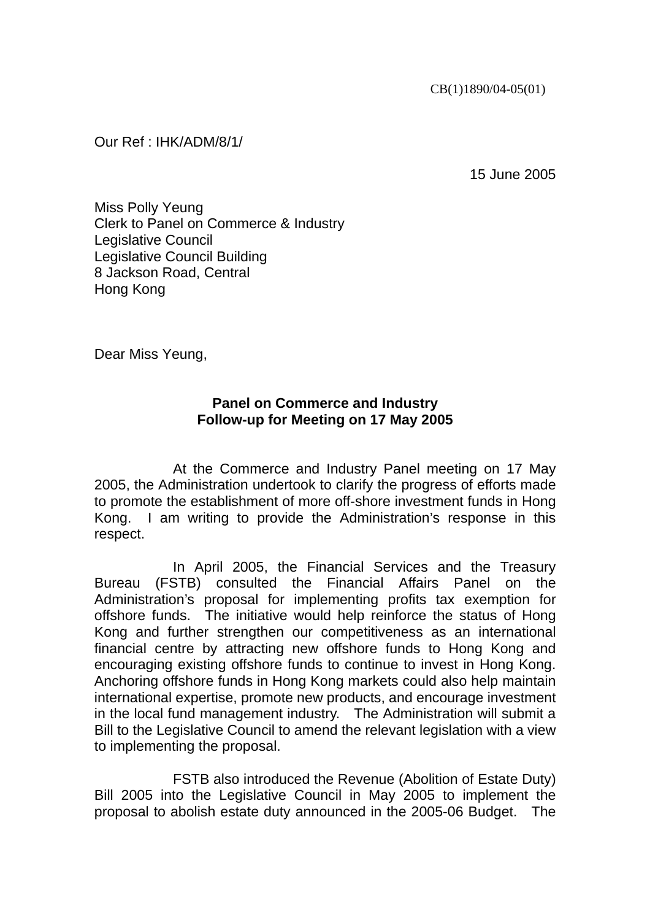CB(1)1890/04-05(01)

Our Ref : IHK/ADM/8/1/

15 June 2005

Miss Polly Yeung
Clerk to Panel on Commerce & Industry
Legislative Council
Legislative Council Building
8 Jackson Road, Central
Hong Kong

Dear Miss Yeung,

**Panel on Commerce and Industry**
**Follow-up for Meeting on 17 May 2005**

At the Commerce and Industry Panel meeting on 17 May 2005, the Administration undertook to clarify the progress of efforts made to promote the establishment of more off-shore investment funds in Hong Kong. I am writing to provide the Administration's response in this respect.

In April 2005, the Financial Services and the Treasury Bureau (FSTB) consulted the Financial Affairs Panel on the Administration's proposal for implementing profits tax exemption for offshore funds. The initiative would help reinforce the status of Hong Kong and further strengthen our competitiveness as an international financial centre by attracting new offshore funds to Hong Kong and encouraging existing offshore funds to continue to invest in Hong Kong. Anchoring offshore funds in Hong Kong markets could also help maintain international expertise, promote new products, and encourage investment in the local fund management industry. The Administration will submit a Bill to the Legislative Council to amend the relevant legislation with a view to implementing the proposal.

FSTB also introduced the Revenue (Abolition of Estate Duty) Bill 2005 into the Legislative Council in May 2005 to implement the proposal to abolish estate duty announced in the 2005-06 Budget. The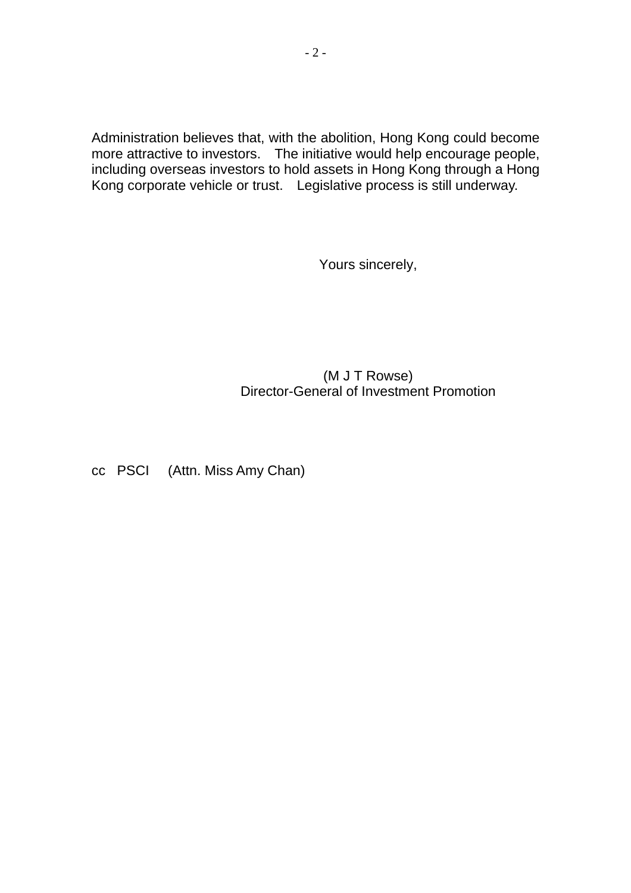Administration believes that, with the abolition, Hong Kong could become more attractive to investors. The initiative would help encourage people, including overseas investors to hold assets in Hong Kong through a Hong Kong corporate vehicle or trust. Legislative process is still underway.

Yours sincerely,

(M J T Rowse)
Director-General of Investment Promotion

cc PSCI (Attn. Miss Amy Chan)